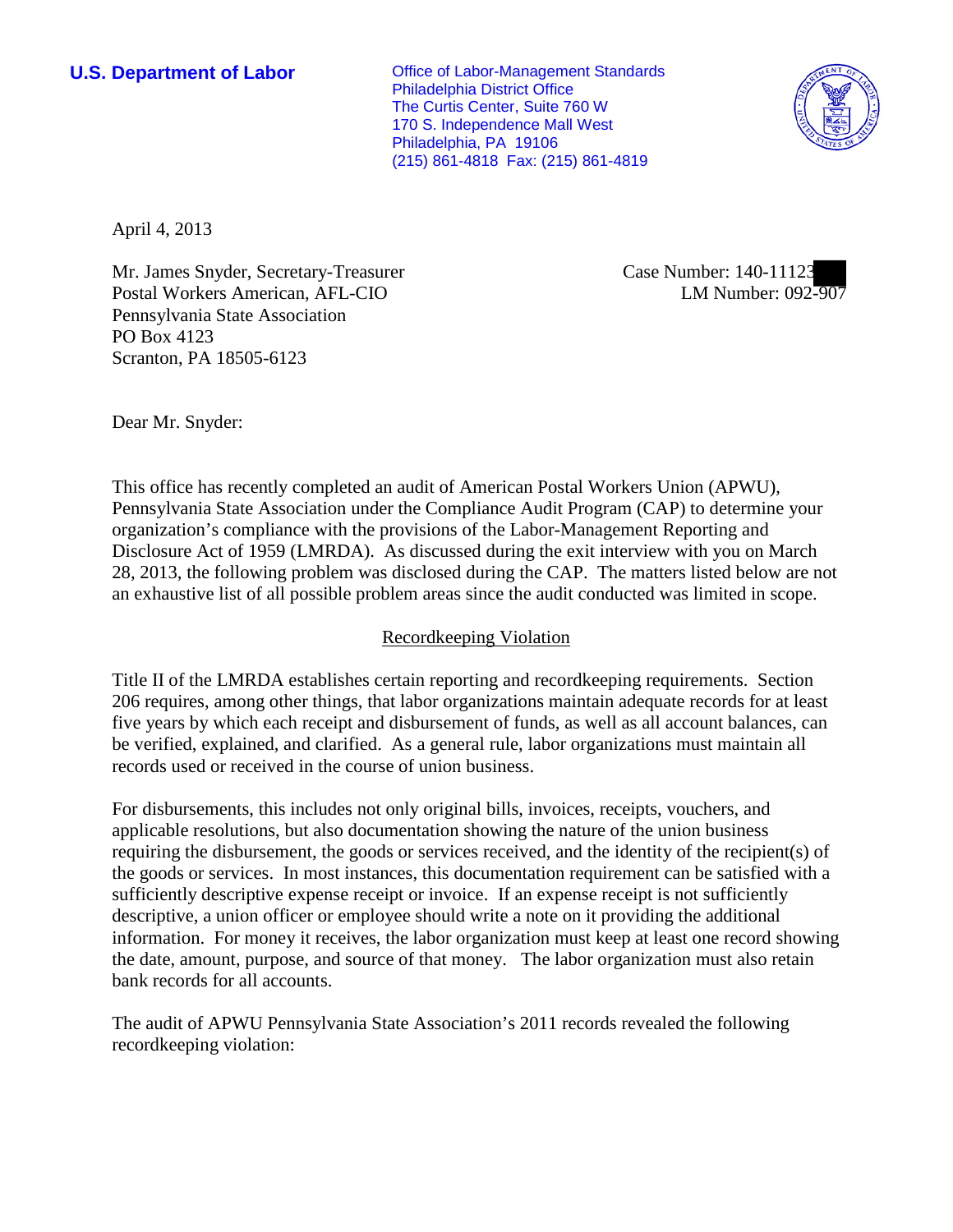**U.S. Department of Labor**

Office of Labor-Management Standards
Philadelphia District Office
The Curtis Center, Suite 760 W
170 S. Independence Mall West
Philadelphia, PA 19106
(215) 861-4818 Fax: (215) 861-4819

April 4, 2013

Mr. James Snyder, Secretary-Treasurer
Postal Workers American, AFL-CIO
Pennsylvania State Association
PO Box 4123
Scranton, PA 18505-6123

Case Number: 140-11123
LM Number: 092-907

Dear Mr. Snyder:

This office has recently completed an audit of American Postal Workers Union (APWU), Pennsylvania State Association under the Compliance Audit Program (CAP) to determine your organization's compliance with the provisions of the Labor-Management Reporting and Disclosure Act of 1959 (LMRDA). As discussed during the exit interview with you on March 28, 2013, the following problem was disclosed during the CAP. The matters listed below are not an exhaustive list of all possible problem areas since the audit conducted was limited in scope.

## Recordkeeping Violation

Title II of the LMRDA establishes certain reporting and recordkeeping requirements. Section 206 requires, among other things, that labor organizations maintain adequate records for at least five years by which each receipt and disbursement of funds, as well as all account balances, can be verified, explained, and clarified. As a general rule, labor organizations must maintain all records used or received in the course of union business.

For disbursements, this includes not only original bills, invoices, receipts, vouchers, and applicable resolutions, but also documentation showing the nature of the union business requiring the disbursement, the goods or services received, and the identity of the recipient(s) of the goods or services. In most instances, this documentation requirement can be satisfied with a sufficiently descriptive expense receipt or invoice. If an expense receipt is not sufficiently descriptive, a union officer or employee should write a note on it providing the additional information. For money it receives, the labor organization must keep at least one record showing the date, amount, purpose, and source of that money. The labor organization must also retain bank records for all accounts.

The audit of APWU Pennsylvania State Association's 2011 records revealed the following recordkeeping violation: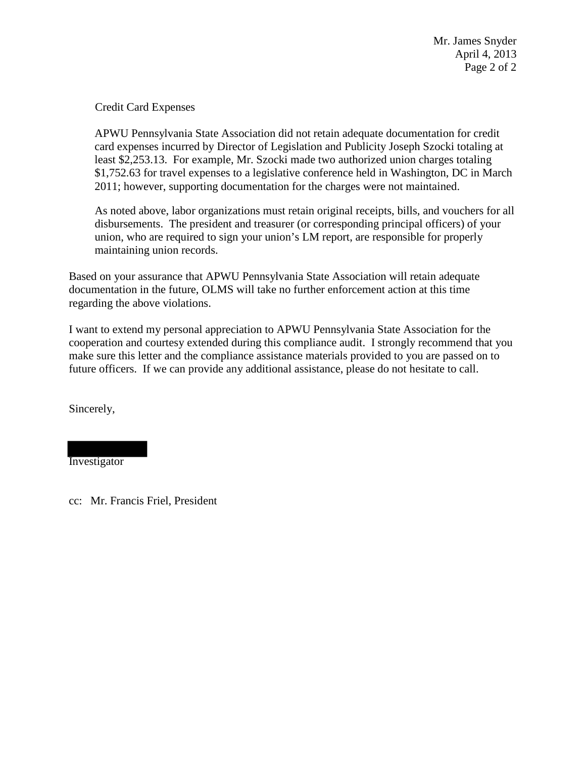Credit Card Expenses

APWU Pennsylvania State Association did not retain adequate documentation for credit card expenses incurred by Director of Legislation and Publicity Joseph Szocki totaling at least $2,253.13. For example, Mr. Szocki made two authorized union charges totaling $1,752.63 for travel expenses to a legislative conference held in Washington, DC in March 2011; however, supporting documentation for the charges were not maintained.

As noted above, labor organizations must retain original receipts, bills, and vouchers for all disbursements. The president and treasurer (or corresponding principal officers) of your union, who are required to sign your union's LM report, are responsible for properly maintaining union records.

Based on your assurance that APWU Pennsylvania State Association will retain adequate documentation in the future, OLMS will take no further enforcement action at this time regarding the above violations.

I want to extend my personal appreciation to APWU Pennsylvania State Association for the cooperation and courtesy extended during this compliance audit. I strongly recommend that you make sure this letter and the compliance assistance materials provided to you are passed on to future officers. If we can provide any additional assistance, please do not hesitate to call.

Sincerely,

Investigator

cc: Mr. Francis Friel, President